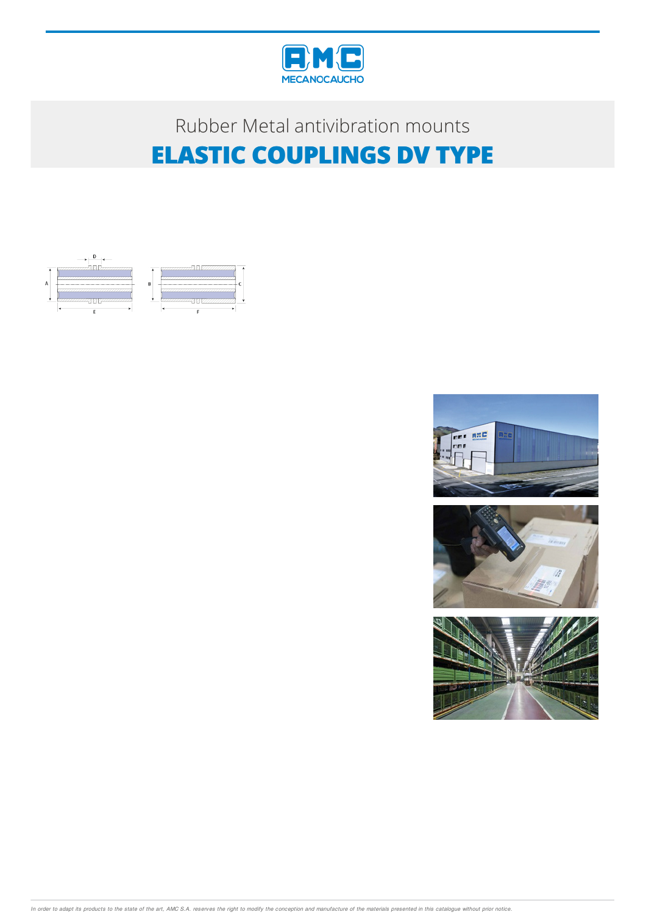Rubber Metal antivibration mounts

# ELASTIC COUPLINGS DV TYPE

*In order to adapt its products to the state of the art, AMC S.A. reserves the right to modify the conception and manufacture of the materials presented in this catalogue without prior notice.*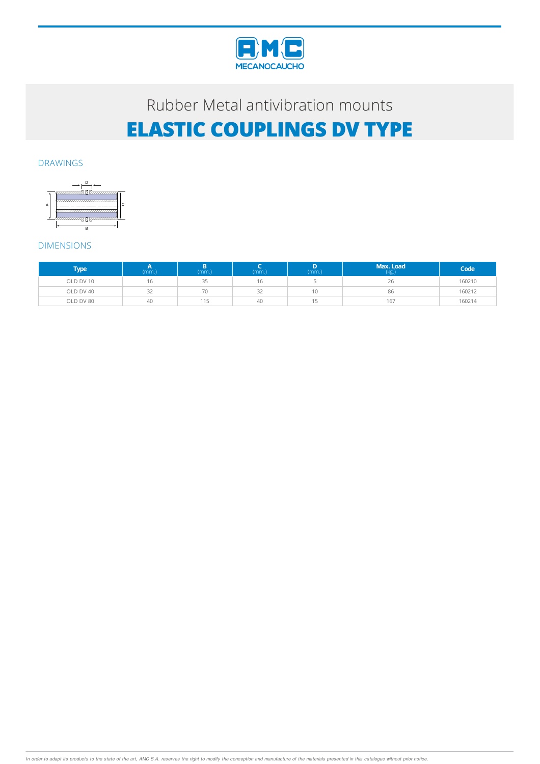Rubber Metal antivibration mounts

# ELASTIC COUPLINGS DV TYPE

## DRAWINGS

## DIMENSIONS

| Type | A (mm.) | B (mm.) | C (mm.) | D (mm.) | Max. Load (kg.) | Code |
|---|---|---|---|---|---|---|
| OLD DV 10 | 16 | 35 | 16 | 5 | 26 | 160210 |
| OLD DV 40 | 32 | 70 | 32 | 10 | 86 | 160212 |
| OLD DV 80 | 40 | 115 | 40 | 15 | 167 | 160214 |

*In order to adapt its products to the state of the art, AMC S.A. reserves the right to modify the conception and manufacture of the materials presented in this catalogue without prior notice.*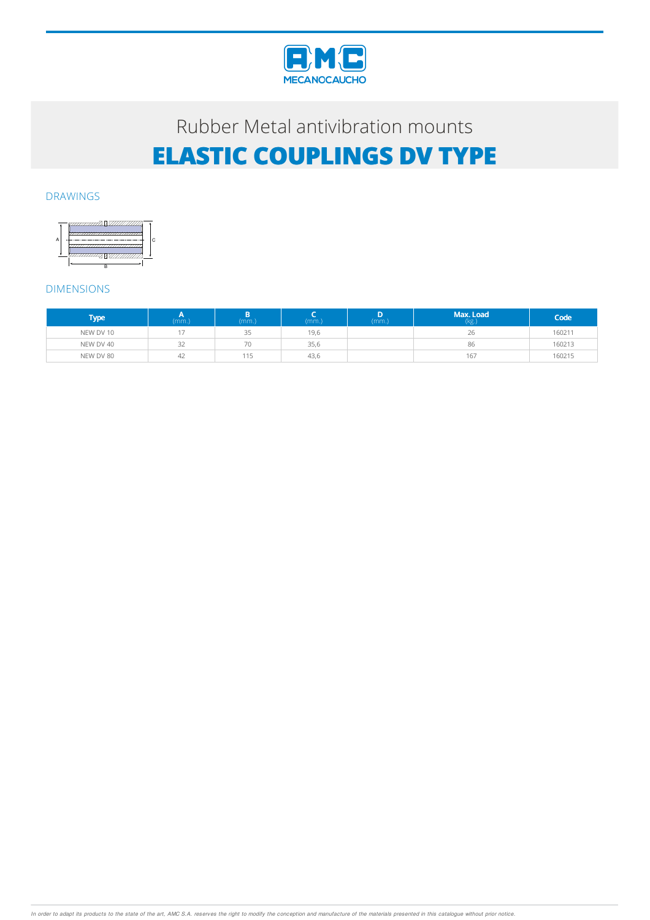Rubber Metal antivibration mounts

# ELASTIC COUPLINGS DV TYPE

## DRAWINGS

A

C

B

## DIMENSIONS

| Type | A (mm.) | B (mm.) | C (mm.) | D (mm.) | Max. Load (kg.) | Code |
|---|---|---|---|---|---|---|
| NEW DV 10 | 17 | 35 | 19,6 | | 26 | 160211 |
| NEW DV 40 | 32 | 70 | 35,6 | | 86 | 160213 |
| NEW DV 80 | 42 | 115 | 43,6 | | 167 | 160215 |

*In order to adapt its products to the state of the art, AMC S.A. reserves the right to modify the conception and manufacture of the materials presented in this catalogue without prior notice.*